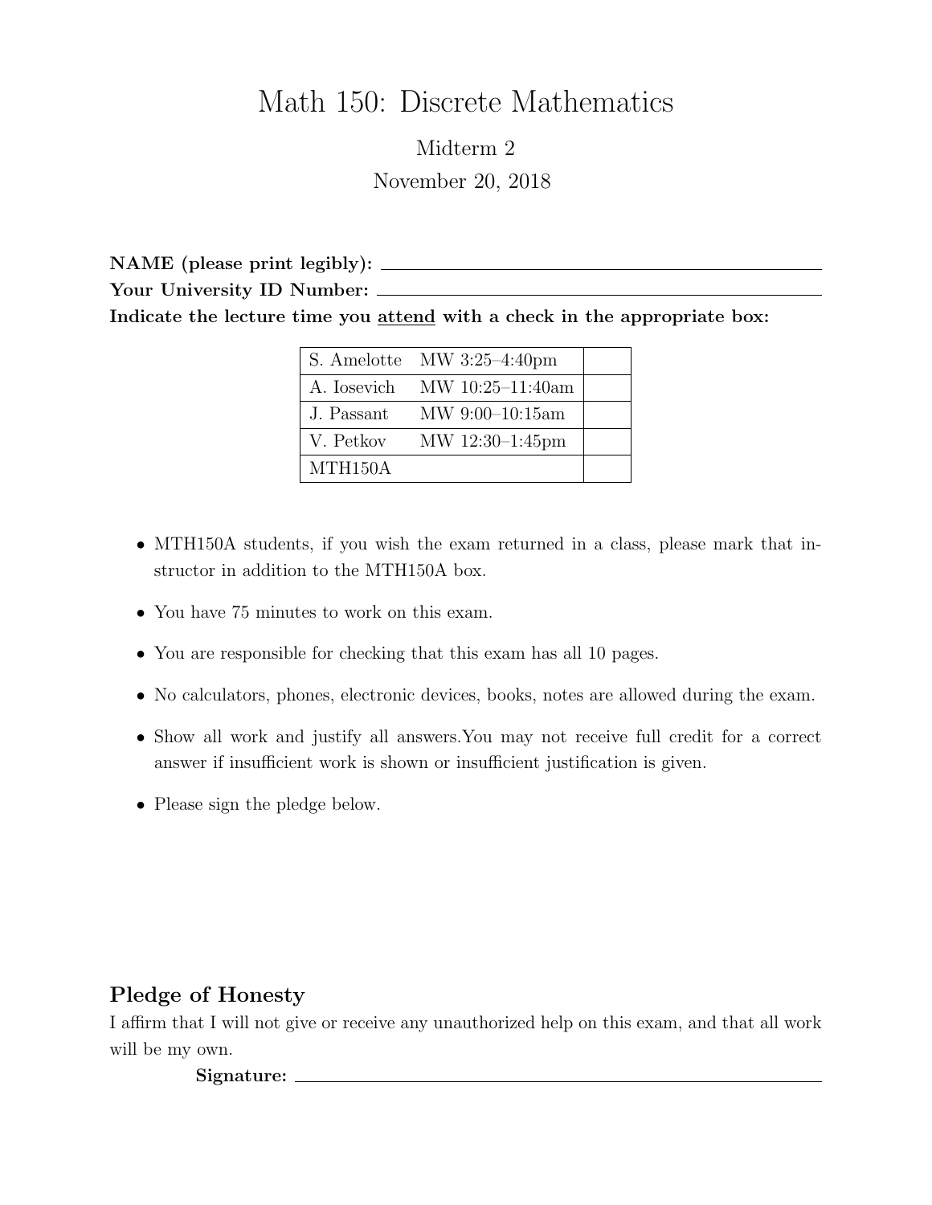# Math 150: Discrete Mathematics

## Midterm 2

November 20, 2018

**NAME (please print legibly):** ______________________________

**Your University ID Number:** ______________________________

**Indicate the lecture time you <u>attend</u> with a check in the appropriate box:**

| | | |
|---|---|---|
| S. Amelotte | MW 3:25–4:40pm | |
| A. Iosevich | MW 10:25–11:40am | |
| J. Passant | MW 9:00–10:15am | |
| V. Petkov | MW 12:30–1:45pm | |
| MTH150A | | |

- MTH150A students, if you wish the exam returned in a class, please mark that instructor in addition to the MTH150A box.
- You have 75 minutes to work on this exam.
- You are responsible for checking that this exam has all 10 pages.
- No calculators, phones, electronic devices, books, notes are allowed during the exam.
- Show all work and justify all answers.You may not receive full credit for a correct answer if insufficient work is shown or insufficient justification is given.
- Please sign the pledge below.

## Pledge of Honesty

I affirm that I will not give or receive any unauthorized help on this exam, and that all work will be my own.

**Signature:** ______________________________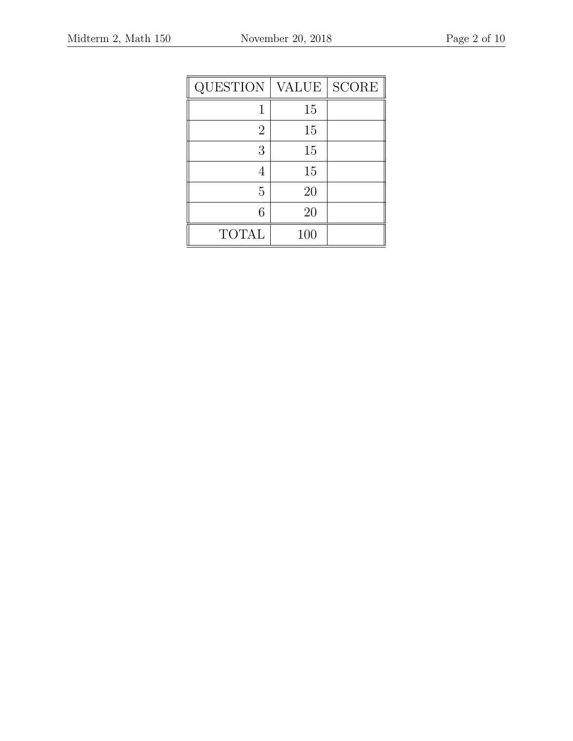| QUESTION | VALUE | SCORE |
|---:|---:|---|
| 1 | 15 | |
| 2 | 15 | |
| 3 | 15 | |
| 4 | 15 | |
| 5 | 20 | |
| 6 | 20 | |
| TOTAL | 100 | |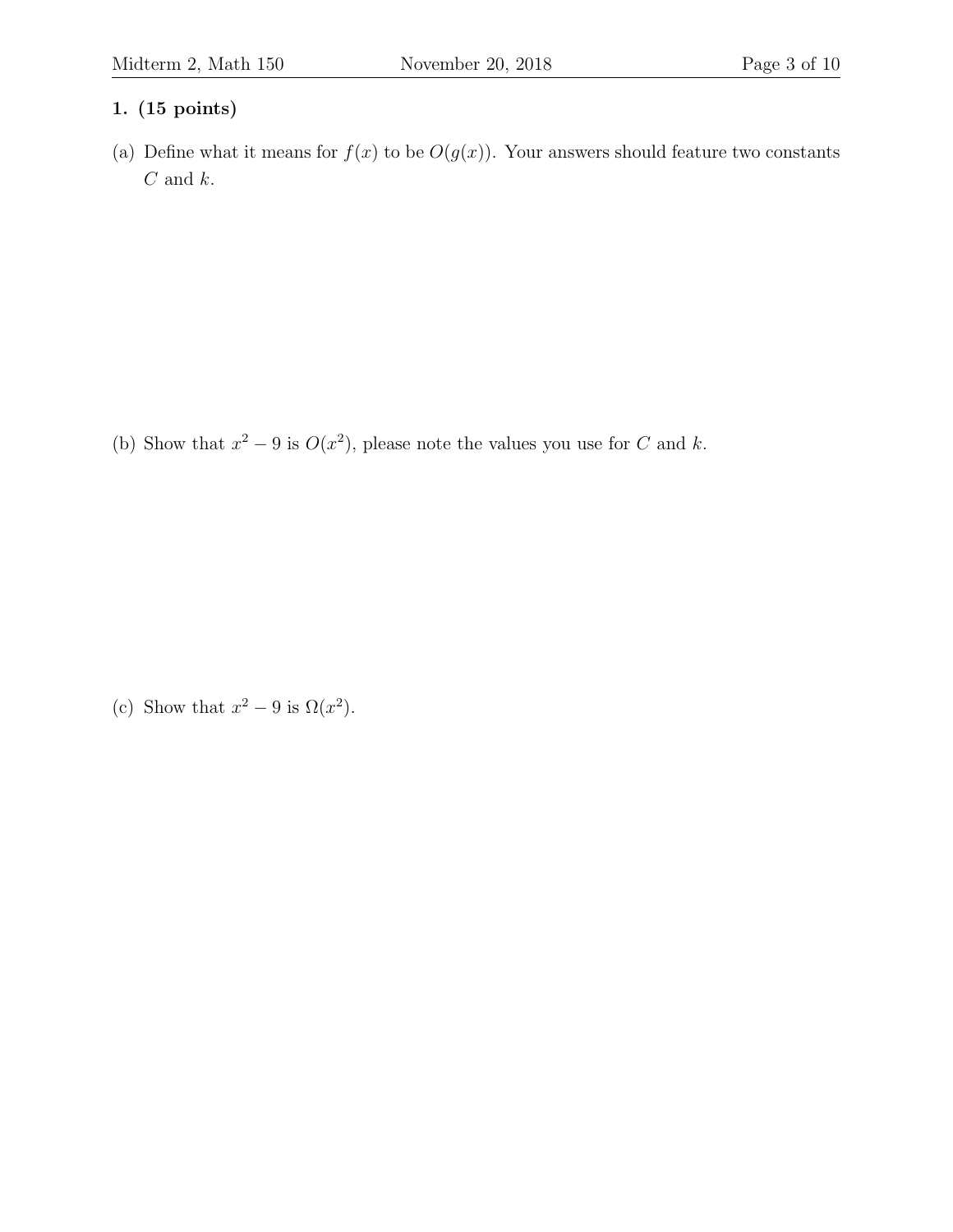**1. (15 points)**

(a) Define what it means for $f(x)$ to be $O(g(x))$. Your answers should feature two constants $C$ and $k$.

(b) Show that $x^2 - 9$ is $O(x^2)$, please note the values you use for $C$ and $k$.

(c) Show that $x^2 - 9$ is $\Omega(x^2)$.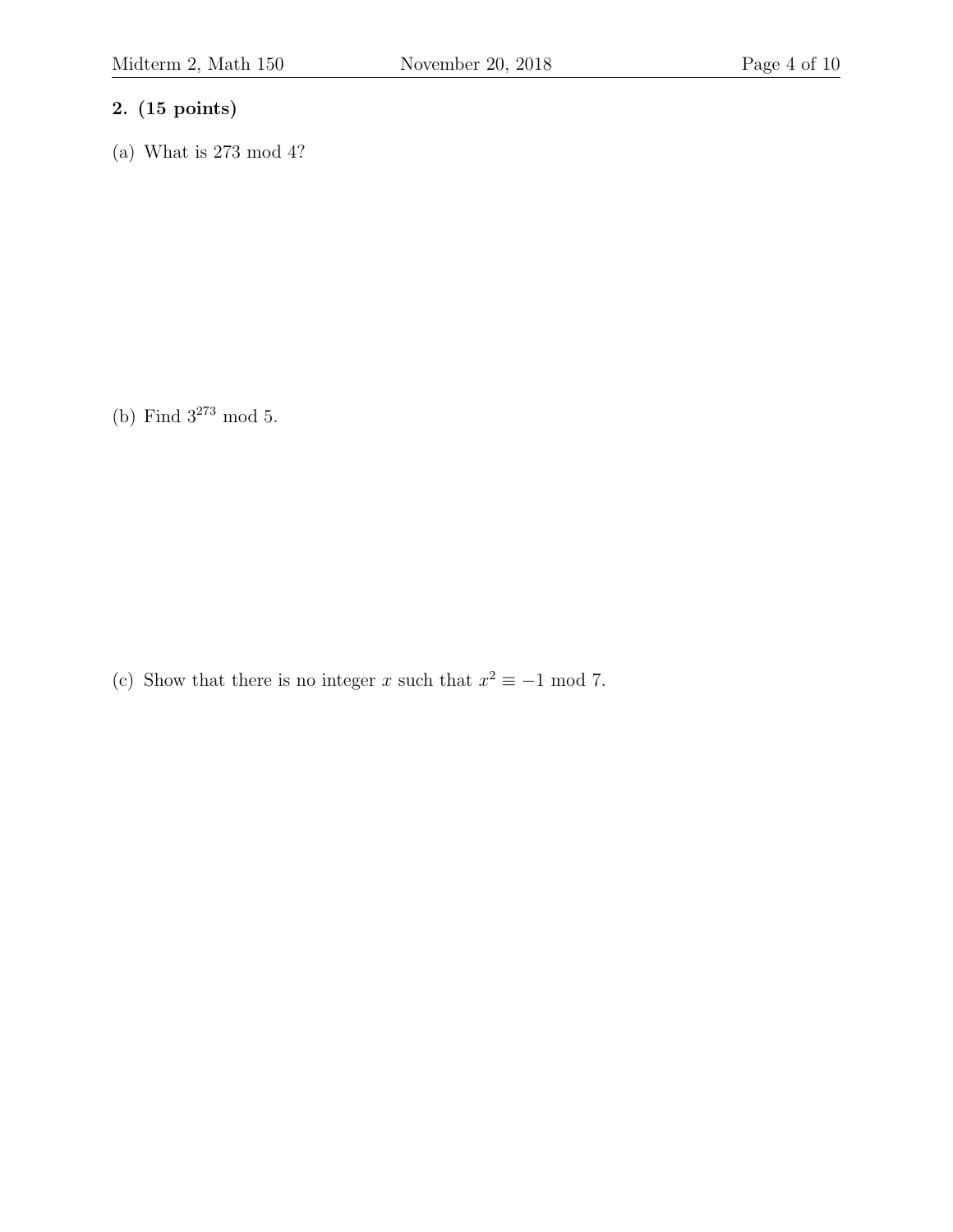**2. (15 points)**

(a) What is 273 mod 4?

(b) Find $3^{273}$ mod 5.

(c) Show that there is no integer $x$ such that $x^2 \equiv -1 \bmod 7$.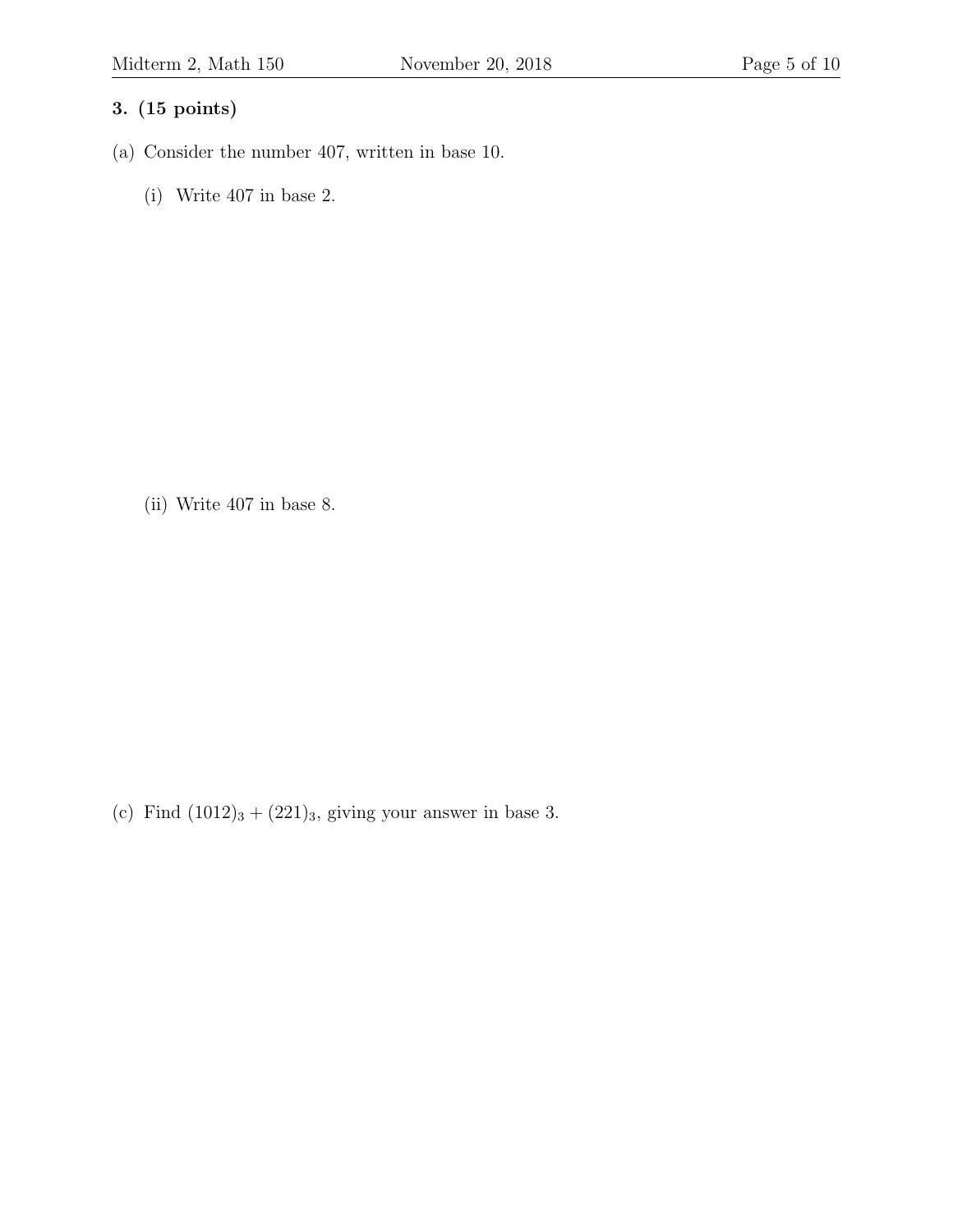**3. (15 points)**

(a) Consider the number 407, written in base 10.

(i) Write 407 in base 2.

(ii) Write 407 in base 8.

(c) Find $(1012)_3 + (221)_3$, giving your answer in base 3.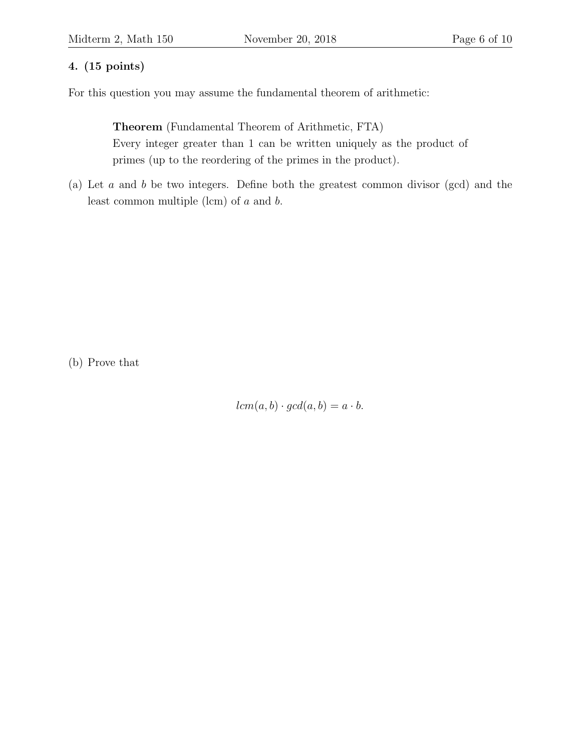**4. (15 points)**

For this question you may assume the fundamental theorem of arithmetic:

> **Theorem** (Fundamental Theorem of Arithmetic, FTA)
> Every integer greater than 1 can be written uniquely as the product of primes (up to the reordering of the primes in the product).

(a) Let $a$ and $b$ be two integers. Define both the greatest common divisor (gcd) and the least common multiple (lcm) of $a$ and $b$.

(b) Prove that

$$lcm(a, b) \cdot gcd(a, b) = a \cdot b.$$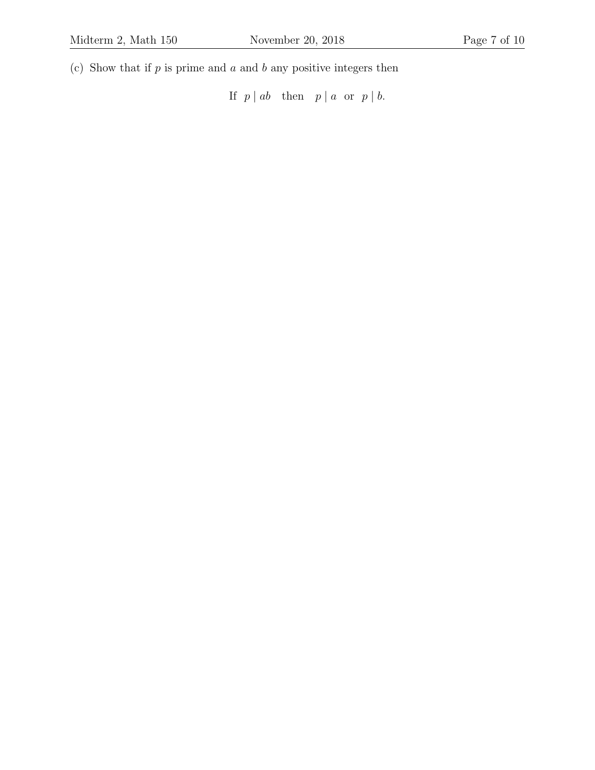(c) Show that if $p$ is prime and $a$ and $b$ any positive integers then

$$\text{If } \; p \mid ab \quad \text{then} \quad p \mid a \;\text{ or }\; p \mid b.$$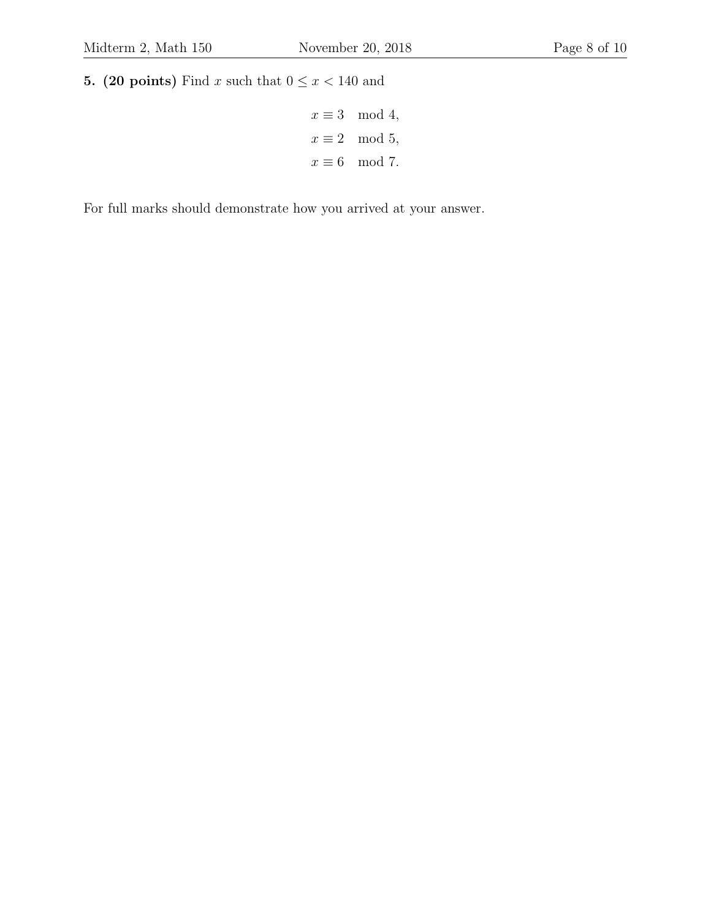**5. (20 points)** Find $x$ such that $0 \leq x < 140$ and

$$
\begin{aligned}
x &\equiv 3 \mod 4, \\
x &\equiv 2 \mod 5, \\
x &\equiv 6 \mod 7.
\end{aligned}
$$

For full marks should demonstrate how you arrived at your answer.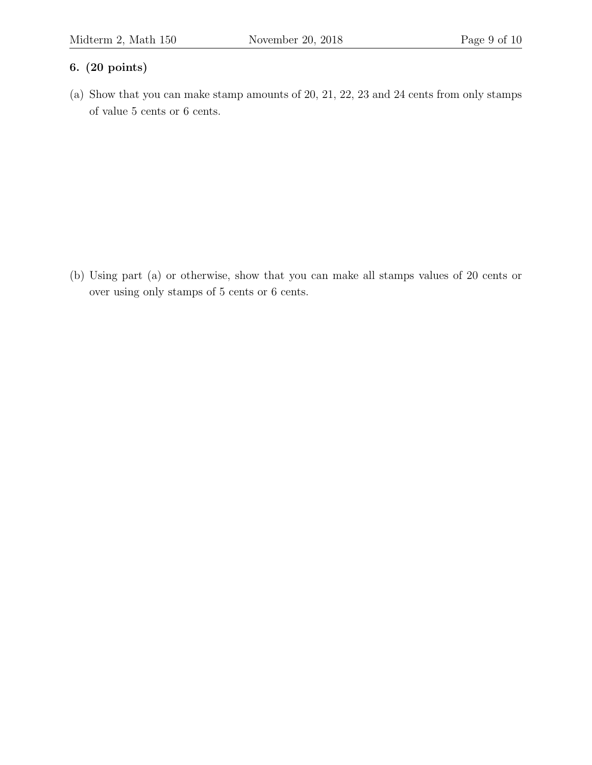**6. (20 points)**

(a) Show that you can make stamp amounts of 20, 21, 22, 23 and 24 cents from only stamps of value 5 cents or 6 cents.

(b) Using part (a) or otherwise, show that you can make all stamps values of 20 cents or over using only stamps of 5 cents or 6 cents.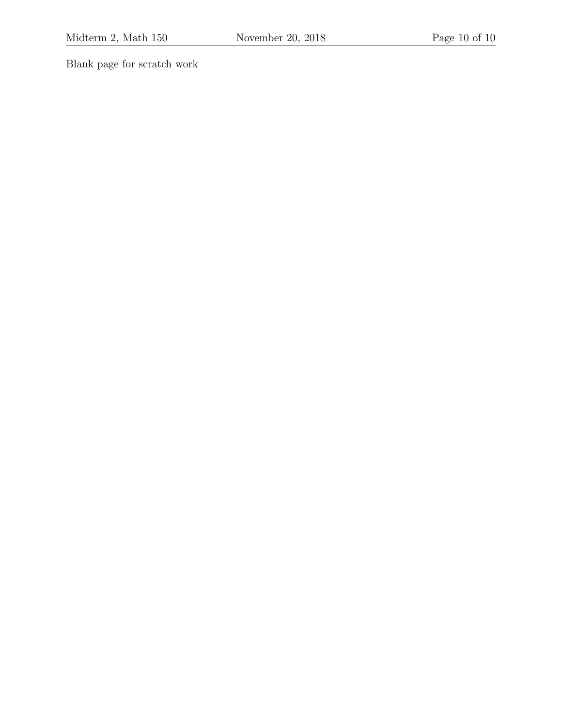Blank page for scratch work